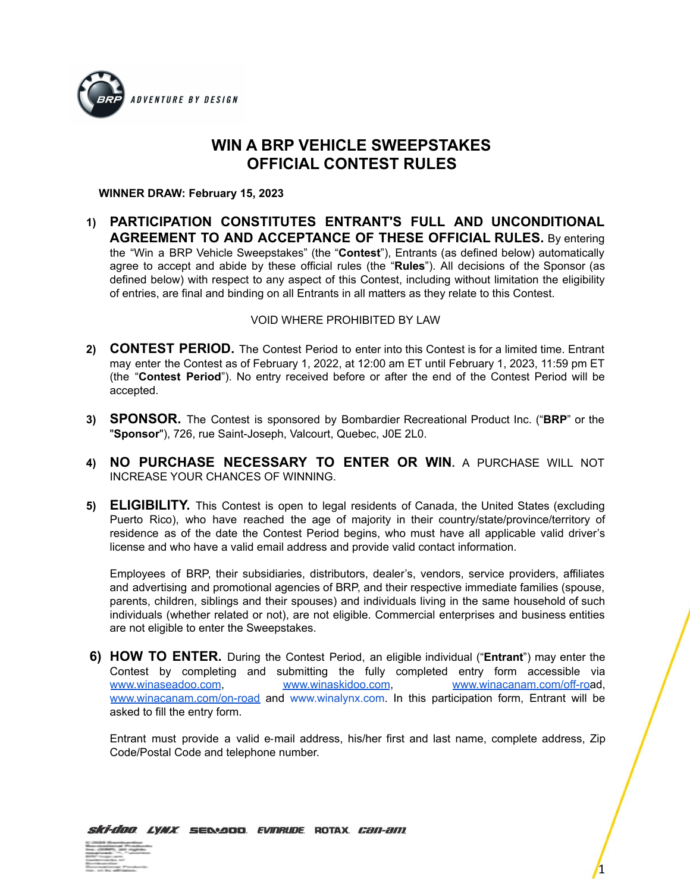# WIN A BRP VEHICLE SWEEPSTAKES
# OFFICIAL CONTEST RULES

**WINNER DRAW: February 15, 2023**

1) **PARTICIPATION CONSTITUTES ENTRANT'S FULL AND UNCONDITIONAL AGREEMENT TO AND ACCEPTANCE OF THESE OFFICIAL RULES.** By entering the "Win a BRP Vehicle Sweepstakes" (the "**Contest**"), Entrants (as defined below) automatically agree to accept and abide by these official rules (the "**Rules**"). All decisions of the Sponsor (as defined below) with respect to any aspect of this Contest, including without limitation the eligibility of entries, are final and binding on all Entrants in all matters as they relate to this Contest.

   VOID WHERE PROHIBITED BY LAW

2) **CONTEST PERIOD.** The Contest Period to enter into this Contest is for a limited time. Entrant may enter the Contest as of February 1, 2022, at 12:00 am ET until February 1, 2023, 11:59 pm ET (the "**Contest Period**"). No entry received before or after the end of the Contest Period will be accepted.

3) **SPONSOR.** The Contest is sponsored by Bombardier Recreational Product Inc. ("**BRP**" or the "**Sponsor**"), 726, rue Saint-Joseph, Valcourt, Quebec, J0E 2L0.

4) **NO PURCHASE NECESSARY TO ENTER OR WIN.** A PURCHASE WILL NOT INCREASE YOUR CHANCES OF WINNING.

5) **ELIGIBILITY.** This Contest is open to legal residents of Canada, the United States (excluding Puerto Rico), who have reached the age of majority in their country/state/province/territory of residence as of the date the Contest Period begins, who must have all applicable valid driver's license and who have a valid email address and provide valid contact information.

   Employees of BRP, their subsidiaries, distributors, dealer's, vendors, service providers, affiliates and advertising and promotional agencies of BRP, and their respective immediate families (spouse, parents, children, siblings and their spouses) and individuals living in the same household of such individuals (whether related or not), are not eligible. Commercial enterprises and business entities are not eligible to enter the Sweepstakes.

6) **HOW TO ENTER.** During the Contest Period, an eligible individual ("**Entrant**") may enter the Contest by completing and submitting the fully completed entry form accessible via www.winaseadoo.com, www.winaskidoo.com, www.winacanam.com/off-road, www.winacanam.com/on-road and www.winalynx.com. In this participation form, Entrant will be asked to fill the entry form.

   Entrant must provide a valid e-mail address, his/her first and last name, complete address, Zip Code/Postal Code and telephone number.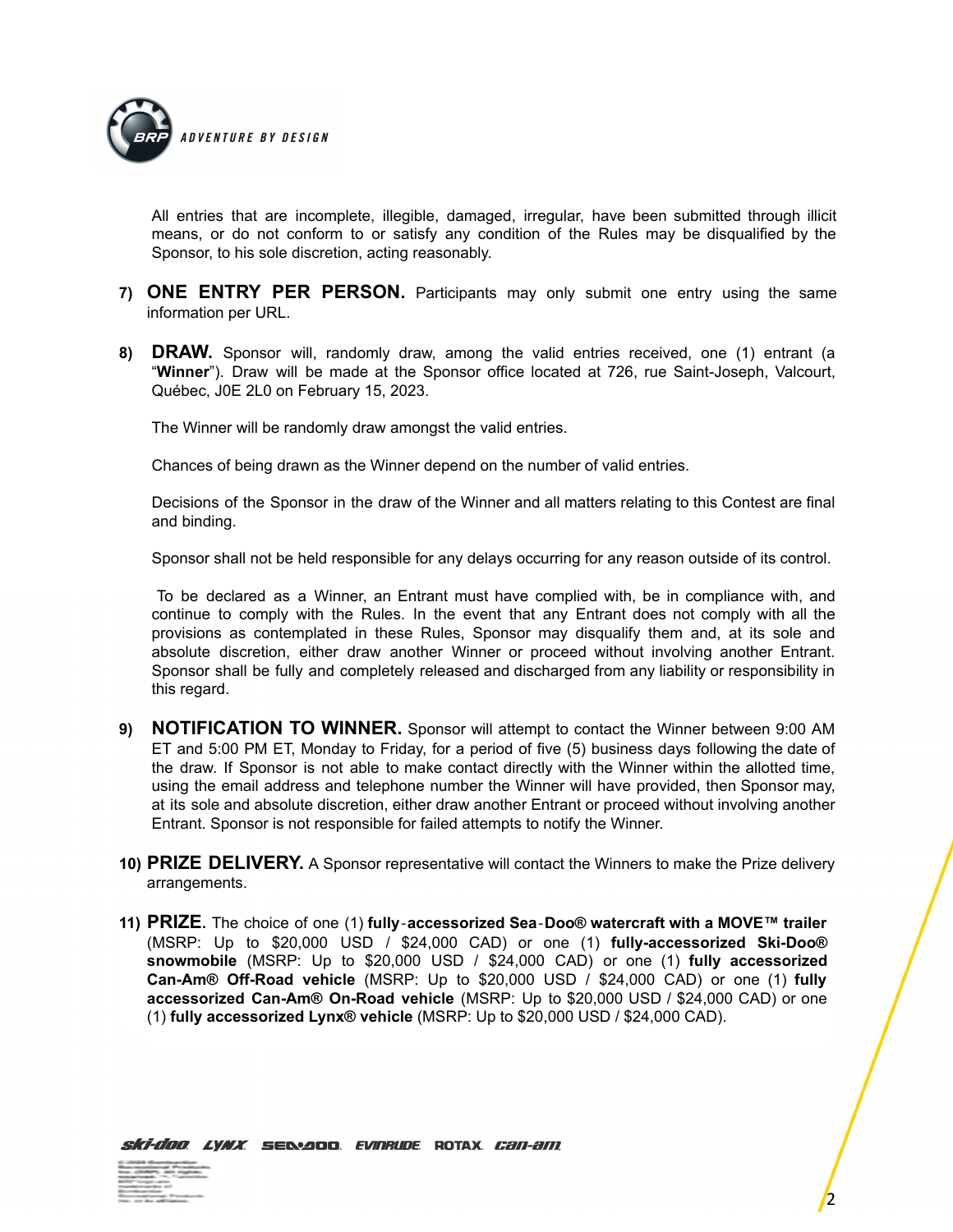All entries that are incomplete, illegible, damaged, irregular, have been submitted through illicit means, or do not conform to or satisfy any condition of the Rules may be disqualified by the Sponsor, to his sole discretion, acting reasonably.

7) **ONE ENTRY PER PERSON.** Participants may only submit one entry using the same information per URL.

8) **DRAW.** Sponsor will, randomly draw, among the valid entries received, one (1) entrant (a "**Winner**"). Draw will be made at the Sponsor office located at 726, rue Saint-Joseph, Valcourt, Québec, J0E 2L0 on February 15, 2023.

   The Winner will be randomly draw amongst the valid entries.

   Chances of being drawn as the Winner depend on the number of valid entries.

   Decisions of the Sponsor in the draw of the Winner and all matters relating to this Contest are final and binding.

   Sponsor shall not be held responsible for any delays occurring for any reason outside of its control.

   To be declared as a Winner, an Entrant must have complied with, be in compliance with, and continue to comply with the Rules. In the event that any Entrant does not comply with all the provisions as contemplated in these Rules, Sponsor may disqualify them and, at its sole and absolute discretion, either draw another Winner or proceed without involving another Entrant. Sponsor shall be fully and completely released and discharged from any liability or responsibility in this regard.

9) **NOTIFICATION TO WINNER.** Sponsor will attempt to contact the Winner between 9:00 AM ET and 5:00 PM ET, Monday to Friday, for a period of five (5) business days following the date of the draw. If Sponsor is not able to make contact directly with the Winner within the allotted time, using the email address and telephone number the Winner will have provided, then Sponsor may, at its sole and absolute discretion, either draw another Entrant or proceed without involving another Entrant. Sponsor is not responsible for failed attempts to notify the Winner.

10) **PRIZE DELIVERY.** A Sponsor representative will contact the Winners to make the Prize delivery arrangements.

11) **PRIZE.** The choice of one (1) **fully-accessorized Sea-Doo® watercraft with a MOVE™ trailer** (MSRP: Up to $20,000 USD / $24,000 CAD) or one (1) **fully-accessorized Ski-Doo® snowmobile** (MSRP: Up to $20,000 USD / $24,000 CAD) or one (1) **fully accessorized Can-Am® Off-Road vehicle** (MSRP: Up to $20,000 USD / $24,000 CAD) or one (1) **fully accessorized Can-Am® On-Road vehicle** (MSRP: Up to $20,000 USD / $24,000 CAD) or one (1) **fully accessorized Lynx® vehicle** (MSRP: Up to $20,000 USD / $24,000 CAD).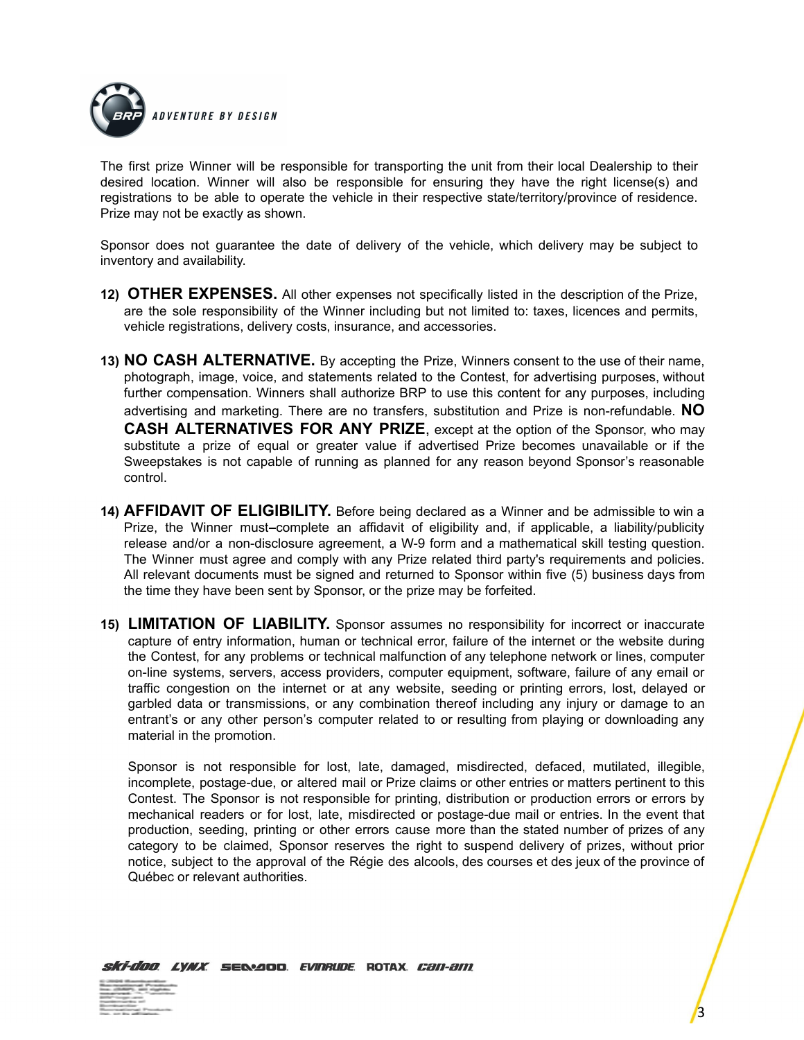The first prize Winner will be responsible for transporting the unit from their local Dealership to their desired location. Winner will also be responsible for ensuring they have the right license(s) and registrations to be able to operate the vehicle in their respective state/territory/province of residence. Prize may not be exactly as shown.

Sponsor does not guarantee the date of delivery of the vehicle, which delivery may be subject to inventory and availability.

12) **OTHER EXPENSES.** All other expenses not specifically listed in the description of the Prize, are the sole responsibility of the Winner including but not limited to: taxes, licences and permits, vehicle registrations, delivery costs, insurance, and accessories.

13) **NO CASH ALTERNATIVE.** By accepting the Prize, Winners consent to the use of their name, photograph, image, voice, and statements related to the Contest, for advertising purposes, without further compensation. Winners shall authorize BRP to use this content for any purposes, including advertising and marketing. There are no transfers, substitution and Prize is non-refundable. **NO CASH ALTERNATIVES FOR ANY PRIZE**, except at the option of the Sponsor, who may substitute a prize of equal or greater value if advertised Prize becomes unavailable or if the Sweepstakes is not capable of running as planned for any reason beyond Sponsor's reasonable control.

14) **AFFIDAVIT OF ELIGIBILITY.** Before being declared as a Winner and be admissible to win a Prize, the Winner must–complete an affidavit of eligibility and, if applicable, a liability/publicity release and/or a non-disclosure agreement, a W-9 form and a mathematical skill testing question. The Winner must agree and comply with any Prize related third party's requirements and policies. All relevant documents must be signed and returned to Sponsor within five (5) business days from the time they have been sent by Sponsor, or the prize may be forfeited.

15) **LIMITATION OF LIABILITY.** Sponsor assumes no responsibility for incorrect or inaccurate capture of entry information, human or technical error, failure of the internet or the website during the Contest, for any problems or technical malfunction of any telephone network or lines, computer on-line systems, servers, access providers, computer equipment, software, failure of any email or traffic congestion on the internet or at any website, seeding or printing errors, lost, delayed or garbled data or transmissions, or any combination thereof including any injury or damage to an entrant's or any other person's computer related to or resulting from playing or downloading any material in the promotion.

    Sponsor is not responsible for lost, late, damaged, misdirected, defaced, mutilated, illegible, incomplete, postage-due, or altered mail or Prize claims or other entries or matters pertinent to this Contest. The Sponsor is not responsible for printing, distribution or production errors or errors by mechanical readers or for lost, late, misdirected or postage-due mail or entries. In the event that production, seeding, printing or other errors cause more than the stated number of prizes of any category to be claimed, Sponsor reserves the right to suspend delivery of prizes, without prior notice, subject to the approval of the Régie des alcools, des courses et des jeux of the province of Québec or relevant authorities.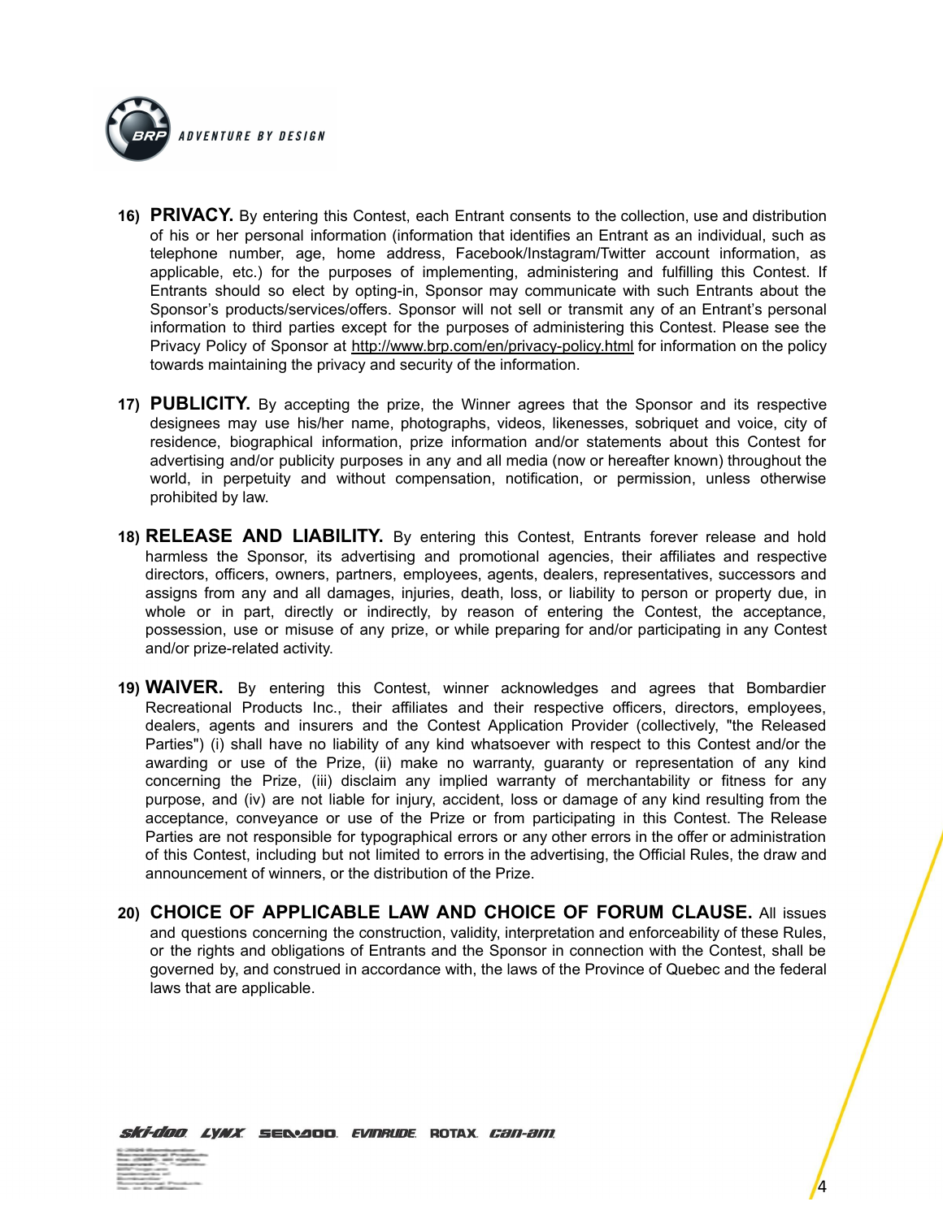16) **PRIVACY.** By entering this Contest, each Entrant consents to the collection, use and distribution of his or her personal information (information that identifies an Entrant as an individual, such as telephone number, age, home address, Facebook/Instagram/Twitter account information, as applicable, etc.) for the purposes of implementing, administering and fulfilling this Contest. If Entrants should so elect by opting-in, Sponsor may communicate with such Entrants about the Sponsor's products/services/offers. Sponsor will not sell or transmit any of an Entrant's personal information to third parties except for the purposes of administering this Contest. Please see the Privacy Policy of Sponsor at http://www.brp.com/en/privacy-policy.html for information on the policy towards maintaining the privacy and security of the information.

17) **PUBLICITY.** By accepting the prize, the Winner agrees that the Sponsor and its respective designees may use his/her name, photographs, videos, likenesses, sobriquet and voice, city of residence, biographical information, prize information and/or statements about this Contest for advertising and/or publicity purposes in any and all media (now or hereafter known) throughout the world, in perpetuity and without compensation, notification, or permission, unless otherwise prohibited by law.

18) **RELEASE AND LIABILITY.** By entering this Contest, Entrants forever release and hold harmless the Sponsor, its advertising and promotional agencies, their affiliates and respective directors, officers, owners, partners, employees, agents, dealers, representatives, successors and assigns from any and all damages, injuries, death, loss, or liability to person or property due, in whole or in part, directly or indirectly, by reason of entering the Contest, the acceptance, possession, use or misuse of any prize, or while preparing for and/or participating in any Contest and/or prize-related activity.

19) **WAIVER.** By entering this Contest, winner acknowledges and agrees that Bombardier Recreational Products Inc., their affiliates and their respective officers, directors, employees, dealers, agents and insurers and the Contest Application Provider (collectively, "the Released Parties") (i) shall have no liability of any kind whatsoever with respect to this Contest and/or the awarding or use of the Prize, (ii) make no warranty, guaranty or representation of any kind concerning the Prize, (iii) disclaim any implied warranty of merchantability or fitness for any purpose, and (iv) are not liable for injury, accident, loss or damage of any kind resulting from the acceptance, conveyance or use of the Prize or from participating in this Contest. The Release Parties are not responsible for typographical errors or any other errors in the offer or administration of this Contest, including but not limited to errors in the advertising, the Official Rules, the draw and announcement of winners, or the distribution of the Prize.

20) **CHOICE OF APPLICABLE LAW AND CHOICE OF FORUM CLAUSE.** All issues and questions concerning the construction, validity, interpretation and enforceability of these Rules, or the rights and obligations of Entrants and the Sponsor in connection with the Contest, shall be governed by, and construed in accordance with, the laws of the Province of Quebec and the federal laws that are applicable.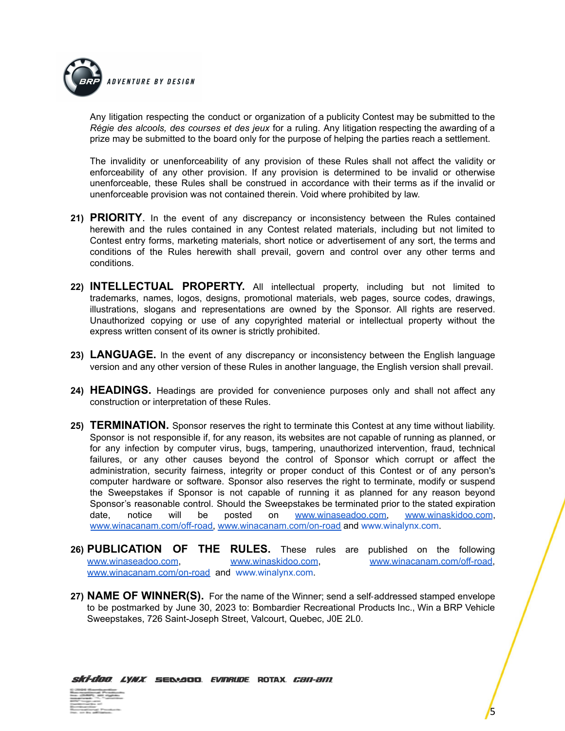Any litigation respecting the conduct or organization of a publicity Contest may be submitted to the *Régie des alcools, des courses et des jeux* for a ruling. Any litigation respecting the awarding of a prize may be submitted to the board only for the purpose of helping the parties reach a settlement.

The invalidity or unenforceability of any provision of these Rules shall not affect the validity or enforceability of any other provision. If any provision is determined to be invalid or otherwise unenforceable, these Rules shall be construed in accordance with their terms as if the invalid or unenforceable provision was not contained therein. Void where prohibited by law.

21) **PRIORITY**. In the event of any discrepancy or inconsistency between the Rules contained herewith and the rules contained in any Contest related materials, including but not limited to Contest entry forms, marketing materials, short notice or advertisement of any sort, the terms and conditions of the Rules herewith shall prevail, govern and control over any other terms and conditions.

22) **INTELLECTUAL PROPERTY.** All intellectual property, including but not limited to trademarks, names, logos, designs, promotional materials, web pages, source codes, drawings, illustrations, slogans and representations are owned by the Sponsor. All rights are reserved. Unauthorized copying or use of any copyrighted material or intellectual property without the express written consent of its owner is strictly prohibited.

23) **LANGUAGE.** In the event of any discrepancy or inconsistency between the English language version and any other version of these Rules in another language, the English version shall prevail.

24) **HEADINGS.** Headings are provided for convenience purposes only and shall not affect any construction or interpretation of these Rules.

25) **TERMINATION.** Sponsor reserves the right to terminate this Contest at any time without liability. Sponsor is not responsible if, for any reason, its websites are not capable of running as planned, or for any infection by computer virus, bugs, tampering, unauthorized intervention, fraud, technical failures, or any other causes beyond the control of Sponsor which corrupt or affect the administration, security fairness, integrity or proper conduct of this Contest or of any person's computer hardware or software. Sponsor also reserves the right to terminate, modify or suspend the Sweepstakes if Sponsor is not capable of running it as planned for any reason beyond Sponsor's reasonable control. Should the Sweepstakes be terminated prior to the stated expiration date, notice will be posted on www.winaseadoo.com, www.winaskidoo.com, www.winacanam.com/off-road, www.winacanam.com/on-road and www.winalynx.com.

26) **PUBLICATION OF THE RULES.** These rules are published on the following www.winaseadoo.com, www.winaskidoo.com, www.winacanam.com/off-road, www.winacanam.com/on-road and www.winalynx.com.

27) **NAME OF WINNER(S).** For the name of the Winner; send a self-addressed stamped envelope to be postmarked by June 30, 2023 to: Bombardier Recreational Products Inc., Win a BRP Vehicle Sweepstakes, 726 Saint-Joseph Street, Valcourt, Quebec, J0E 2L0.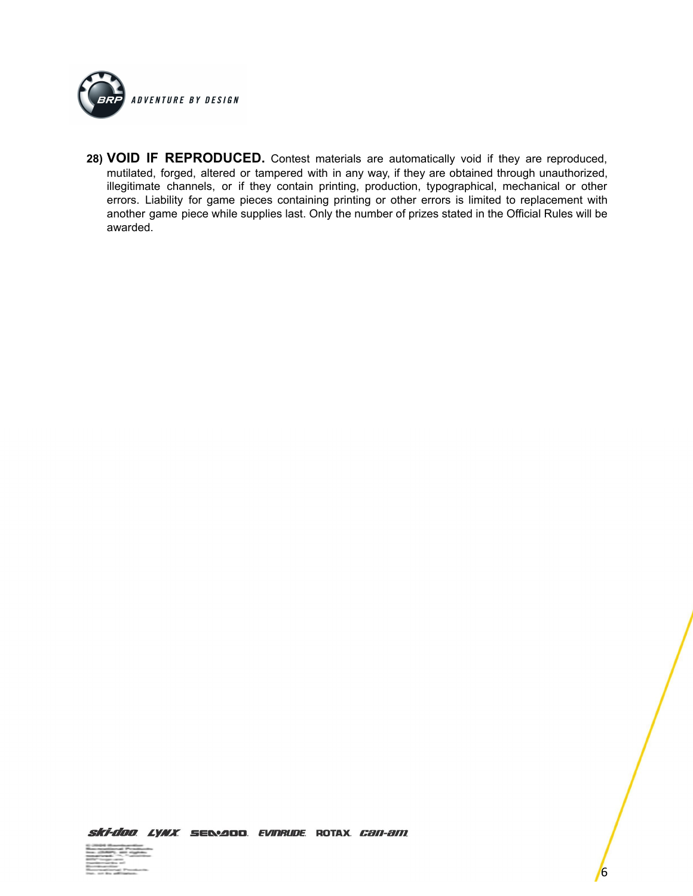28) **VOID IF REPRODUCED.** Contest materials are automatically void if they are reproduced, mutilated, forged, altered or tampered with in any way, if they are obtained through unauthorized, illegitimate channels, or if they contain printing, production, typographical, mechanical or other errors. Liability for game pieces containing printing or other errors is limited to replacement with another game piece while supplies last. Only the number of prizes stated in the Official Rules will be awarded.